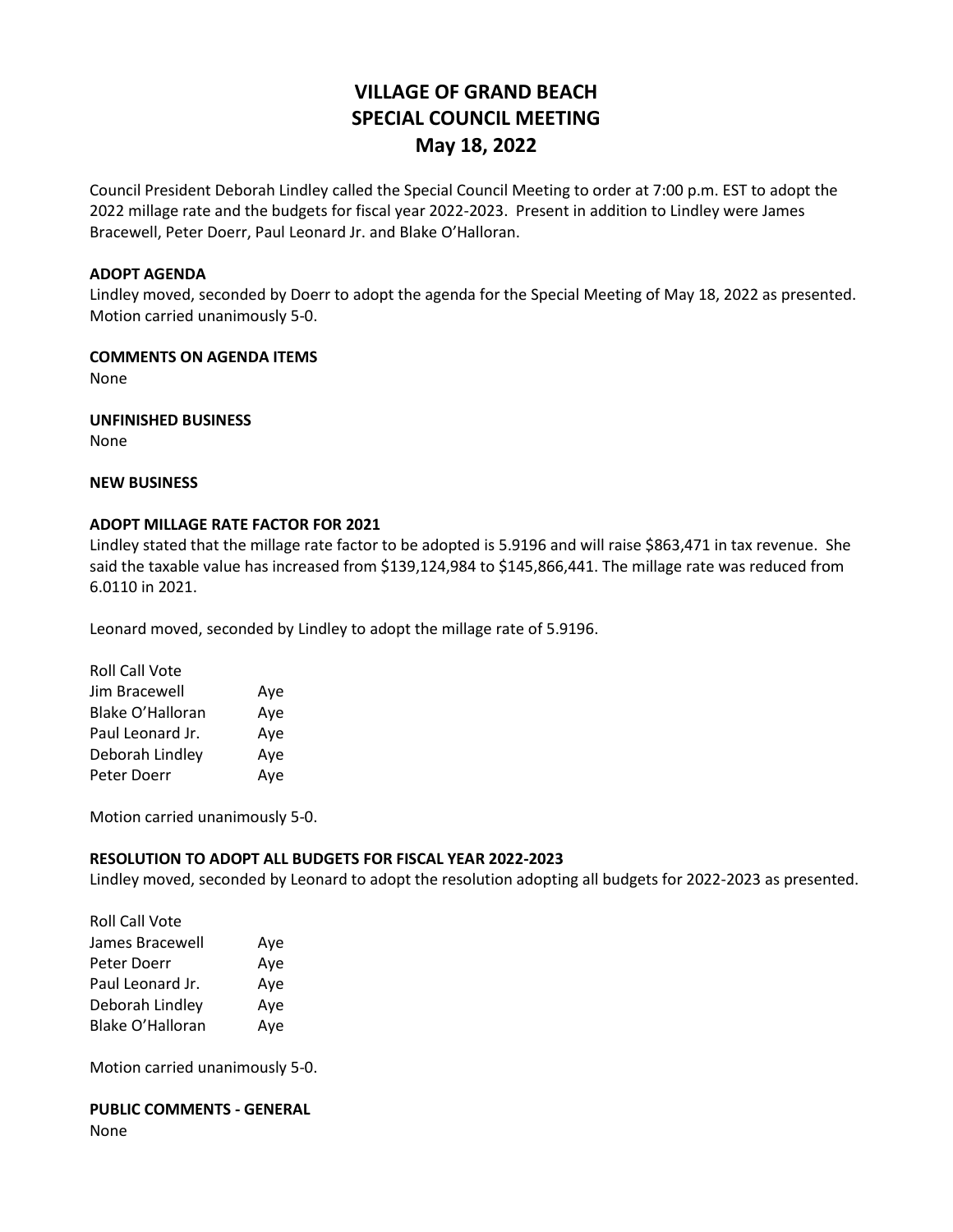# VILLAGE OF GRAND BEACH
# SPECIAL COUNCIL MEETING
# May 18, 2022

Council President Deborah Lindley called the Special Council Meeting to order at 7:00 p.m. EST to adopt the 2022 millage rate and the budgets for fiscal year 2022-2023. Present in addition to Lindley were James Bracewell, Peter Doerr, Paul Leonard Jr. and Blake O'Halloran.

**ADOPT AGENDA**

Lindley moved, seconded by Doerr to adopt the agenda for the Special Meeting of May 18, 2022 as presented. Motion carried unanimously 5-0.

**COMMENTS ON AGENDA ITEMS**

None

**UNFINISHED BUSINESS**

None

**NEW BUSINESS**

**ADOPT MILLAGE RATE FACTOR FOR 2021**

Lindley stated that the millage rate factor to be adopted is 5.9196 and will raise $863,471 in tax revenue. She said the taxable value has increased from $139,124,984 to $145,866,441. The millage rate was reduced from 6.0110 in 2021.

Leonard moved, seconded by Lindley to adopt the millage rate of 5.9196.

Roll Call Vote

| | |
|---|---|
| Jim Bracewell | Aye |
| Blake O'Halloran | Aye |
| Paul Leonard Jr. | Aye |
| Deborah Lindley | Aye |
| Peter Doerr | Aye |

Motion carried unanimously 5-0.

**RESOLUTION TO ADOPT ALL BUDGETS FOR FISCAL YEAR 2022-2023**

Lindley moved, seconded by Leonard to adopt the resolution adopting all budgets for 2022-2023 as presented.

Roll Call Vote

| | |
|---|---|
| James Bracewell | Aye |
| Peter Doerr | Aye |
| Paul Leonard Jr. | Aye |
| Deborah Lindley | Aye |
| Blake O'Halloran | Aye |

Motion carried unanimously 5-0.

**PUBLIC COMMENTS - GENERAL**

None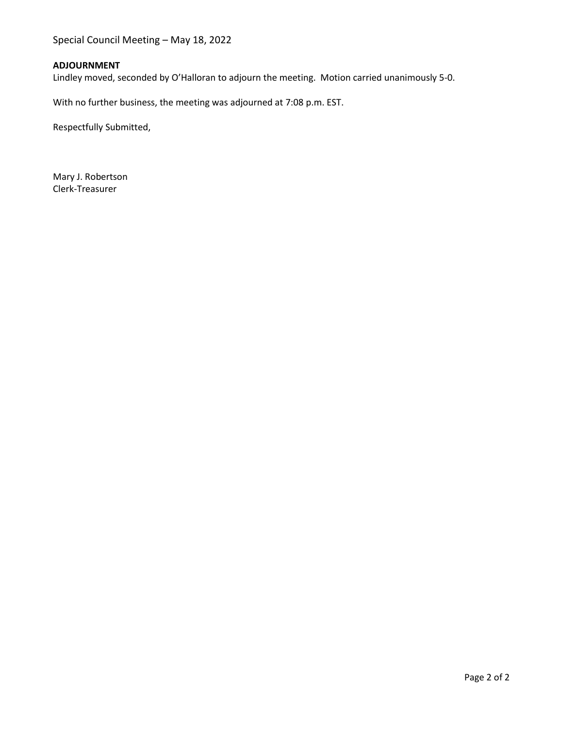**ADJOURNMENT**
Lindley moved, seconded by O'Halloran to adjourn the meeting. Motion carried unanimously 5-0.

With no further business, the meeting was adjourned at 7:08 p.m. EST.

Respectfully Submitted,

Mary J. Robertson
Clerk-Treasurer